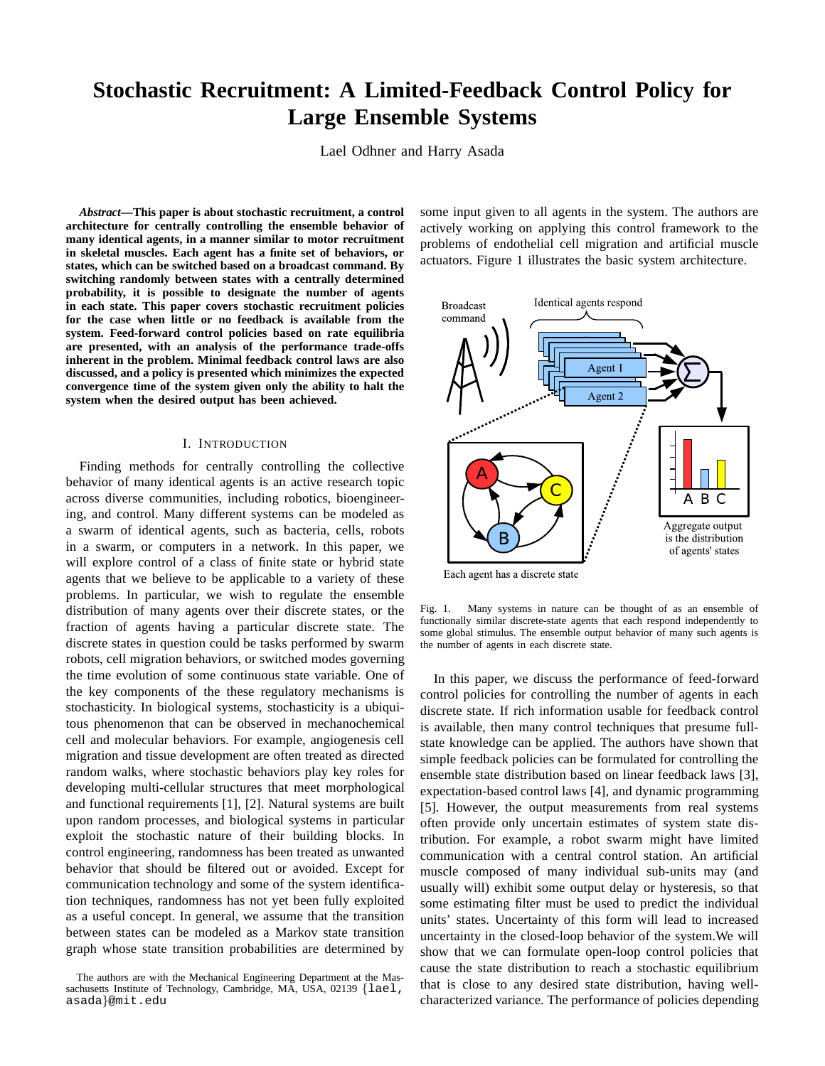// Stochastic Recruitment: A Limited-Feedback Control Policy for Large Ensemble Systems

Lael Odhner and Harry Asada

***Abstract*—This paper is about stochastic recruitment, a control architecture for centrally controlling the ensemble behavior of many identical agents, in a manner similar to motor recruitment in skeletal muscles. Each agent has a finite set of behaviors, or states, which can be switched based on a broadcast command. By switching randomly between states with a centrally determined probability, it is possible to designate the number of agents in each state. This paper covers stochastic recruitment policies for the case when little or no feedback is available from the system. Feed-forward control policies based on rate equilibria are presented, with an analysis of the performance trade-offs inherent in the problem. Minimal feedback control laws are also discussed, and a policy is presented which minimizes the expected convergence time of the system given only the ability to halt the system when the desired output has been achieved.**

## I. Introduction

Finding methods for centrally controlling the collective behavior of many identical agents is an active research topic across diverse communities, including robotics, bioengineering, and control. Many different systems can be modeled as a swarm of identical agents, such as bacteria, cells, robots in a swarm, or computers in a network. In this paper, we will explore control of a class of finite state or hybrid state agents that we believe to be applicable to a variety of these problems. In particular, we wish to regulate the ensemble distribution of many agents over their discrete states, or the fraction of agents having a particular discrete state. The discrete states in question could be tasks performed by swarm robots, cell migration behaviors, or switched modes governing the time evolution of some continuous state variable. One of the key components of the these regulatory mechanisms is stochasticity. In biological systems, stochasticity is a ubiquitous phenomenon that can be observed in mechanochemical cell and molecular behaviors. For example, angiogenesis cell migration and tissue development are often treated as directed random walks, where stochastic behaviors play key roles for developing multi-cellular structures that meet morphological and functional requirements [1], [2]. Natural systems are built upon random processes, and biological systems in particular exploit the stochastic nature of their building blocks. In control engineering, randomness has been treated as unwanted behavior that should be filtered out or avoided. Except for communication technology and some of the system identification techniques, randomness has not yet been fully exploited as a useful concept. In general, we assume that the transition between states can be modeled as a Markov state transition graph whose state transition probabilities are determined by some input given to all agents in the system. The authors are actively working on applying this control framework to the problems of endothelial cell migration and artificial muscle actuators. Figure 1 illustrates the basic system architecture.

Fig. 1. Many systems in nature can be thought of as an ensemble of functionally similar discrete-state agents that each respond independently to some global stimulus. The ensemble output behavior of many such agents is the number of agents in each discrete state.

In this paper, we discuss the performance of feed-forward control policies for controlling the number of agents in each discrete state. If rich information usable for feedback control is available, then many control techniques that presume full-state knowledge can be applied. The authors have shown that simple feedback policies can be formulated for controlling the ensemble state distribution based on linear feedback laws [3], expectation-based control laws [4], and dynamic programming [5]. However, the output measurements from real systems often provide only uncertain estimates of system state distribution. For example, a robot swarm might have limited communication with a central control station. An artificial muscle composed of many individual sub-units may (and usually will) exhibit some output delay or hysteresis, so that some estimating filter must be used to predict the individual units' states. Uncertainty of this form will lead to increased uncertainty in the closed-loop behavior of the system.We will show that we can formulate open-loop control policies that cause the state distribution to reach a stochastic equilibrium that is close to any desired state distribution, having well-characterized variance. The performance of policies depending

The authors are with the Mechanical Engineering Department at the Massachusetts Institute of Technology, Cambridge, MA, USA, 02139 {lael, asada}@mit.edu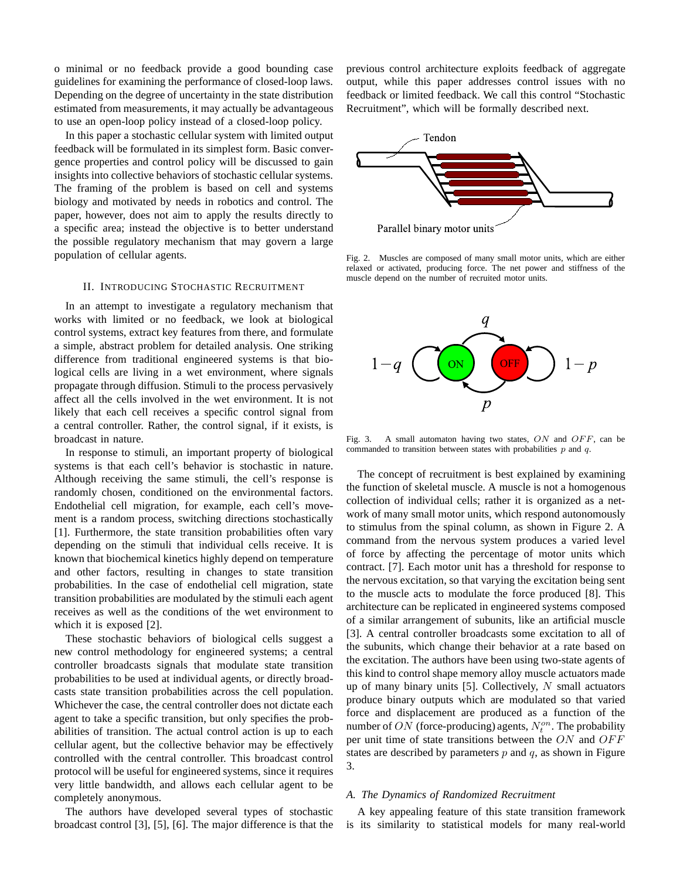o minimal or no feedback provide a good bounding case guidelines for examining the performance of closed-loop laws. Depending on the degree of uncertainty in the state distribution estimated from measurements, it may actually be advantageous to use an open-loop policy instead of a closed-loop policy.

In this paper a stochastic cellular system with limited output feedback will be formulated in its simplest form. Basic convergence properties and control policy will be discussed to gain insights into collective behaviors of stochastic cellular systems. The framing of the problem is based on cell and systems biology and motivated by needs in robotics and control. The paper, however, does not aim to apply the results directly to a specific area; instead the objective is to better understand the possible regulatory mechanism that may govern a large population of cellular agents.

## II. Introducing Stochastic Recruitment

In an attempt to investigate a regulatory mechanism that works with limited or no feedback, we look at biological control systems, extract key features from there, and formulate a simple, abstract problem for detailed analysis. One striking difference from traditional engineered systems is that biological cells are living in a wet environment, where signals propagate through diffusion. Stimuli to the process pervasively affect all the cells involved in the wet environment. It is not likely that each cell receives a specific control signal from a central controller. Rather, the control signal, if it exists, is broadcast in nature.

In response to stimuli, an important property of biological systems is that each cell's behavior is stochastic in nature. Although receiving the same stimuli, the cell's response is randomly chosen, conditioned on the environmental factors. Endothelial cell migration, for example, each cell's movement is a random process, switching directions stochastically [1]. Furthermore, the state transition probabilities often vary depending on the stimuli that individual cells receive. It is known that biochemical kinetics highly depend on temperature and other factors, resulting in changes to state transition probabilities. In the case of endothelial cell migration, state transition probabilities are modulated by the stimuli each agent receives as well as the conditions of the wet environment to which it is exposed [2].

These stochastic behaviors of biological cells suggest a new control methodology for engineered systems; a central controller broadcasts signals that modulate state transition probabilities to be used at individual agents, or directly broadcasts state transition probabilities across the cell population. Whichever the case, the central controller does not dictate each agent to take a specific transition, but only specifies the probabilities of transition. The actual control action is up to each cellular agent, but the collective behavior may be effectively controlled with the central controller. This broadcast control protocol will be useful for engineered systems, since it requires very little bandwidth, and allows each cellular agent to be completely anonymous.

The authors have developed several types of stochastic broadcast control [3], [5], [6]. The major difference is that the previous control architecture exploits feedback of aggregate output, while this paper addresses control issues with no feedback or limited feedback. We call this control "Stochastic Recruitment", which will be formally described next.

Tendon

Parallel binary motor units

Fig. 2. Muscles are composed of many small motor units, which are either relaxed or activated, producing force. The net power and stiffness of the muscle depend on the number of recruited motor units.

$q$

$1-q$

ON

OFF

$1-p$

$p$

Fig. 3. A small automaton having two states, $ON$ and $OFF$, can be commanded to transition between states with probabilities $p$ and $q$.

The concept of recruitment is best explained by examining the function of skeletal muscle. A muscle is not a homogenous collection of individual cells; rather it is organized as a network of many small motor units, which respond autonomously to stimulus from the spinal column, as shown in Figure 2. A command from the nervous system produces a varied level of force by affecting the percentage of motor units which contract. [7]. Each motor unit has a threshold for response to the nervous excitation, so that varying the excitation being sent to the muscle acts to modulate the force produced [8]. This architecture can be replicated in engineered systems composed of a similar arrangement of subunits, like an artificial muscle [3]. A central controller broadcasts some excitation to all of the subunits, which change their behavior at a rate based on the excitation. The authors have been using two-state agents of this kind to control shape memory alloy muscle actuators made up of many binary units [5]. Collectively, $N$ small actuators produce binary outputs which are modulated so that varied force and displacement are produced as a function of the number of $ON$ (force-producing) agents, $N_t^{on}$. The probability per unit time of state transitions between the $ON$ and $OFF$ states are described by parameters $p$ and $q$, as shown in Figure 3.

### A. The Dynamics of Randomized Recruitment

A key appealing feature of this state transition framework is its similarity to statistical models for many real-world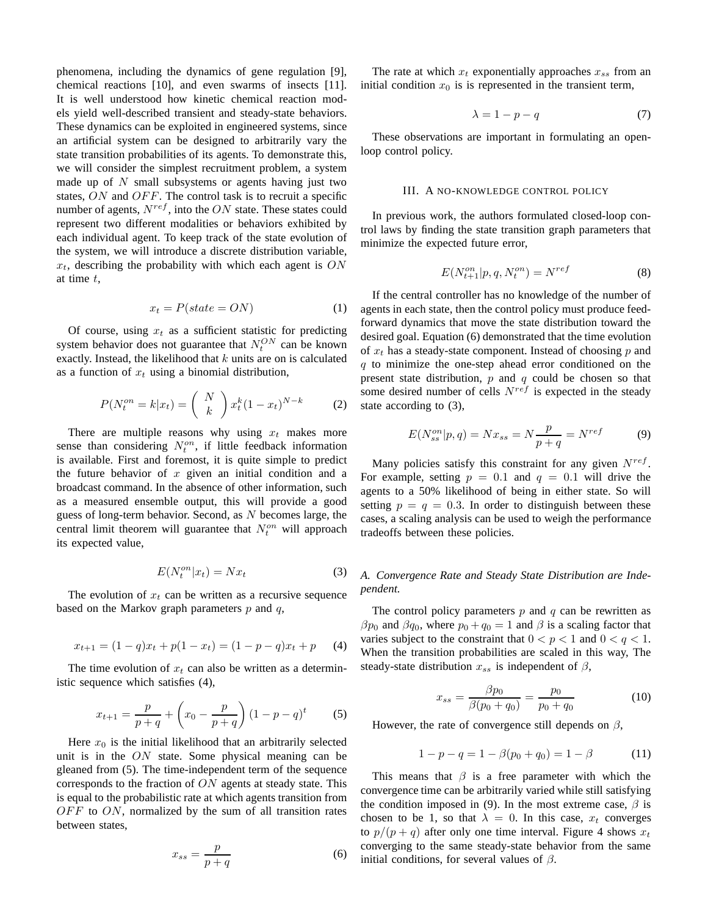phenomena, including the dynamics of gene regulation [9], chemical reactions [10], and even swarms of insects [11]. It is well understood how kinetic chemical reaction models yield well-described transient and steady-state behaviors. These dynamics can be exploited in engineered systems, since an artificial system can be designed to arbitrarily vary the state transition probabilities of its agents. To demonstrate this, we will consider the simplest recruitment problem, a system made up of $N$ small subsystems or agents having just two states, $ON$ and $OFF$. The control task is to recruit a specific number of agents, $N^{ref}$, into the $ON$ state. These states could represent two different modalities or behaviors exhibited by each individual agent. To keep track of the state evolution of the system, we will introduce a discrete distribution variable, $x_t$, describing the probability with which each agent is $ON$ at time $t$,

$$x_t = P(state = ON) \tag{1}$$

Of course, using $x_t$ as a sufficient statistic for predicting system behavior does not guarantee that $N_t^{ON}$ can be known exactly. Instead, the likelihood that $k$ units are on is calculated as a function of $x_t$ using a binomial distribution,

$$P(N_t^{on} = k | x_t) = \begin{pmatrix} N \\ k \end{pmatrix} x_t^k (1 - x_t)^{N-k} \tag{2}$$

There are multiple reasons why using $x_t$ makes more sense than considering $N_t^{on}$, if little feedback information is available. First and foremost, it is quite simple to predict the future behavior of $x$ given an initial condition and a broadcast command. In the absence of other information, such as a measured ensemble output, this will provide a good guess of long-term behavior. Second, as $N$ becomes large, the central limit theorem will guarantee that $N_t^{on}$ will approach its expected value,

$$E(N_t^{on} | x_t) = N x_t \tag{3}$$

The evolution of $x_t$ can be written as a recursive sequence based on the Markov graph parameters $p$ and $q$,

$$x_{t+1} = (1-q)x_t + p(1-x_t) = (1-p-q)x_t + p \tag{4}$$

The time evolution of $x_t$ can also be written as a deterministic sequence which satisfies (4),

$$x_{t+1} = \frac{p}{p+q} + \left( x_0 - \frac{p}{p+q} \right) (1-p-q)^t \tag{5}$$

Here $x_0$ is the initial likelihood that an arbitrarily selected unit is in the $ON$ state. Some physical meaning can be gleaned from (5). The time-independent term of the sequence corresponds to the fraction of $ON$ agents at steady state. This is equal to the probabilistic rate at which agents transition from $OFF$ to $ON$, normalized by the sum of all transition rates between states,

$$x_{ss} = \frac{p}{p+q} \tag{6}$$

The rate at which $x_t$ exponentially approaches $x_{ss}$ from an initial condition $x_0$ is is represented in the transient term,

$$\lambda = 1 - p - q \tag{7}$$

These observations are important in formulating an open-loop control policy.

## III. A NO-KNOWLEDGE CONTROL POLICY

In previous work, the authors formulated closed-loop control laws by finding the state transition graph parameters that minimize the expected future error,

$$E(N_{t+1}^{on} | p, q, N_t^{on}) = N^{ref} \tag{8}$$

If the central controller has no knowledge of the number of agents in each state, then the control policy must produce feed-forward dynamics that move the state distribution toward the desired goal. Equation (6) demonstrated that the time evolution of $x_t$ has a steady-state component. Instead of choosing $p$ and $q$ to minimize the one-step ahead error conditioned on the present state distribution, $p$ and $q$ could be chosen so that some desired number of cells $N^{ref}$ is expected in the steady state according to (3),

$$E(N_{ss}^{on} | p, q) = N x_{ss} = N \frac{p}{p+q} = N^{ref} \tag{9}$$

Many policies satisfy this constraint for any given $N^{ref}$. For example, setting $p = 0.1$ and $q = 0.1$ will drive the agents to a 50% likelihood of being in either state. So will setting $p = q = 0.3$. In order to distinguish between these cases, a scaling analysis can be used to weigh the performance tradeoffs between these policies.

### *A. Convergence Rate and Steady State Distribution are Independent.*

The control policy parameters $p$ and $q$ can be rewritten as $\beta p_0$ and $\beta q_0$, where $p_0 + q_0 = 1$ and $\beta$ is a scaling factor that varies subject to the constraint that $0 < p < 1$ and $0 < q < 1$. When the transition probabilities are scaled in this way, The steady-state distribution $x_{ss}$ is independent of $\beta$,

$$x_{ss} = \frac{\beta p_0}{\beta(p_0 + q_0)} = \frac{p_0}{p_0 + q_0} \tag{10}$$

However, the rate of convergence still depends on $\beta$,

$$1 - p - q = 1 - \beta(p_0 + q_0) = 1 - \beta \tag{11}$$

This means that $\beta$ is a free parameter with which the convergence time can be arbitrarily varied while still satisfying the condition imposed in (9). In the most extreme case, $\beta$ is chosen to be 1, so that $\lambda = 0$. In this case, $x_t$ converges to $p/(p+q)$ after only one time interval. Figure 4 shows $x_t$ converging to the same steady-state behavior from the same initial conditions, for several values of $\beta$.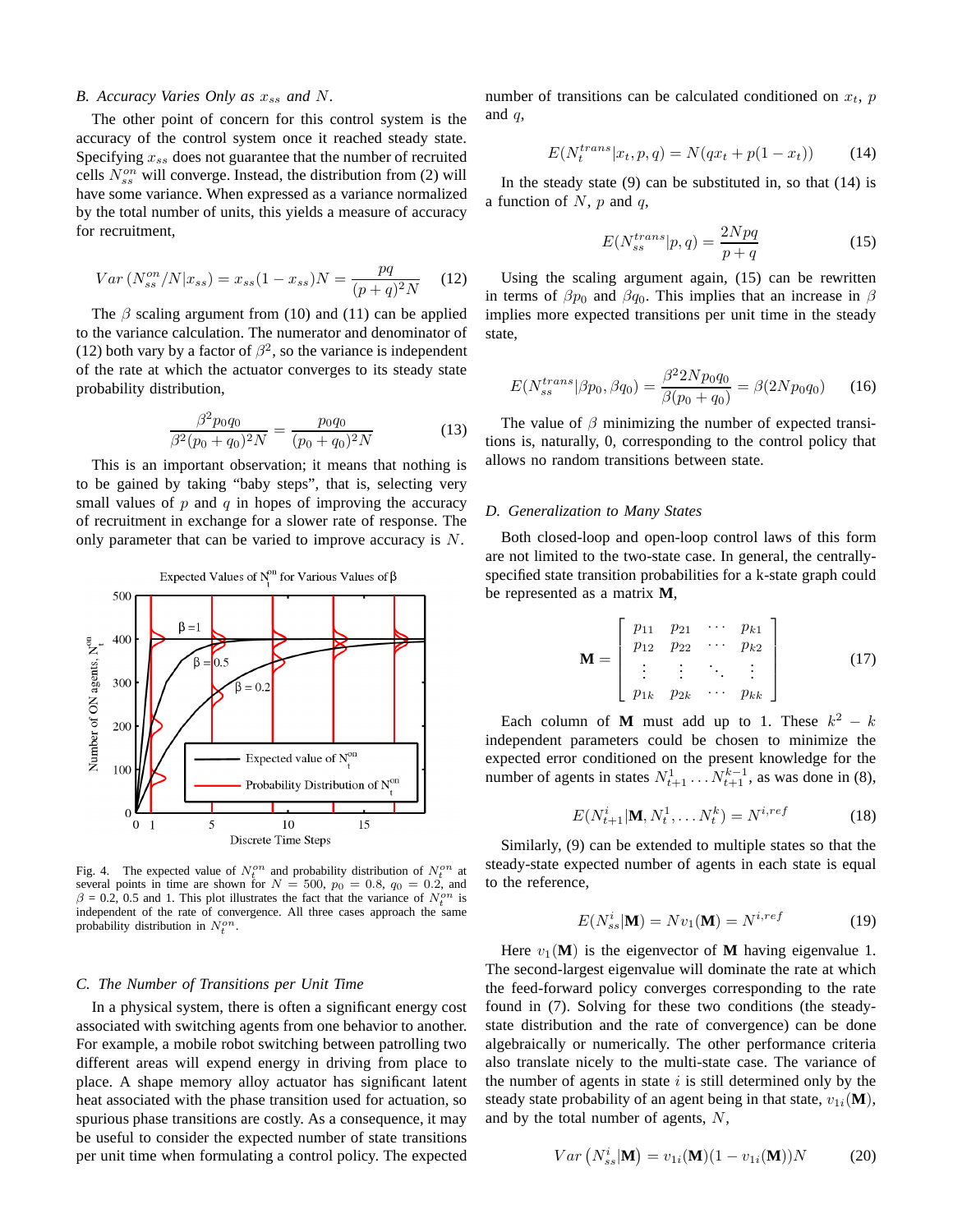### B. Accuracy Varies Only as $x_{ss}$ and $N$.

The other point of concern for this control system is the accuracy of the control system once it reached steady state. Specifying $x_{ss}$ does not guarantee that the number of recruited cells $N_{ss}^{on}$ will converge. Instead, the distribution from (2) will have some variance. When expressed as a variance normalized by the total number of units, this yields a measure of accuracy for recruitment,

$$Var\left(N_{ss}^{on}/N|x_{ss}\right) = x_{ss}(1 - x_{ss})N = \frac{pq}{(p+q)^2 N} \quad (12)$$

The $\beta$ scaling argument from (10) and (11) can be applied to the variance calculation. The numerator and denominator of (12) both vary by a factor of $\beta^2$, so the variance is independent of the rate at which the actuator converges to its steady state probability distribution,

$$\frac{\beta^2 p_0 q_0}{\beta^2 (p_0 + q_0)^2 N} = \frac{p_0 q_0}{(p_0 + q_0)^2 N} \quad (13)$$

This is an important observation; it means that nothing is to be gained by taking "baby steps", that is, selecting very small values of $p$ and $q$ in hopes of improving the accuracy of recruitment in exchange for a slower rate of response. The only parameter that can be varied to improve accuracy is $N$.

Fig. 4. The expected value of $N_t^{on}$ and probability distribution of $N_t^{on}$ at several points in time are shown for $N = 500$, $p_0 = 0.8$, $q_0 = 0.2$, and $\beta$ = 0.2, 0.5 and 1. This plot illustrates the fact that the variance of $N_t^{on}$ is independent of the rate of convergence. All three cases approach the same probability distribution in $N_t^{on}$.

### C. The Number of Transitions per Unit Time

In a physical system, there is often a significant energy cost associated with switching agents from one behavior to another. For example, a mobile robot switching between patrolling two different areas will expend energy in driving from place to place. A shape memory alloy actuator has significant latent heat associated with the phase transition used for actuation, so spurious phase transitions are costly. As a consequence, it may be useful to consider the expected number of state transitions per unit time when formulating a control policy. The expected number of transitions can be calculated conditioned on $x_t$, $p$ and $q$,

$$E(N_t^{trans}|x_t, p, q) = N(qx_t + p(1 - x_t)) \quad (14)$$

In the steady state (9) can be substituted in, so that (14) is a function of $N$, $p$ and $q$,

$$E(N_{ss}^{trans}|p, q) = \frac{2Npq}{p+q} \quad (15)$$

Using the scaling argument again, (15) can be rewritten in terms of $\beta p_0$ and $\beta q_0$. This implies that an increase in $\beta$ implies more expected transitions per unit time in the steady state,

$$E(N_{ss}^{trans}|\beta p_0, \beta q_0) = \frac{\beta^2 2N p_0 q_0}{\beta(p_0 + q_0)} = \beta(2N p_0 q_0) \quad (16)$$

The value of $\beta$ minimizing the number of expected transitions is, naturally, 0, corresponding to the control policy that allows no random transitions between state.

### D. Generalization to Many States

Both closed-loop and open-loop control laws of this form are not limited to the two-state case. In general, the centrally-specified state transition probabilities for a k-state graph could be represented as a matrix $\mathbf{M}$,

$$\mathbf{M} = \begin{bmatrix} p_{11} & p_{21} & \cdots & p_{k1} \\ p_{12} & p_{22} & \cdots & p_{k2} \\ \vdots & \vdots & \ddots & \vdots \\ p_{1k} & p_{2k} & \cdots & p_{kk} \end{bmatrix} \quad (17)$$

Each column of $\mathbf{M}$ must add up to 1. These $k^2 - k$ independent parameters could be chosen to minimize the expected error conditioned on the present knowledge for the number of agents in states $N_{t+1}^1 \ldots N_{t+1}^{k-1}$, as was done in (8),

$$E(N_{t+1}^i|\mathbf{M}, N_t^1, \ldots N_t^k) = N^{i,ref} \quad (18)$$

Similarly, (9) can be extended to multiple states so that the steady-state expected number of agents in each state is equal to the reference,

$$E(N_{ss}^i|\mathbf{M}) = Nv_1(\mathbf{M}) = N^{i,ref} \quad (19)$$

Here $v_1(\mathbf{M})$ is the eigenvector of $\mathbf{M}$ having eigenvalue 1. The second-largest eigenvalue will dominate the rate at which the feed-forward policy converges corresponding to the rate found in (7). Solving for these two conditions (the steady-state distribution and the rate of convergence) can be done algebraically or numerically. The other performance criteria also translate nicely to the multi-state case. The variance of the number of agents in state $i$ is still determined only by the steady state probability of an agent being in that state, $v_{1i}(\mathbf{M})$, and by the total number of agents, $N$,

$$Var\left(N_{ss}^i|\mathbf{M}\right) = v_{1i}(\mathbf{M})(1 - v_{1i}(\mathbf{M}))N \quad (20)$$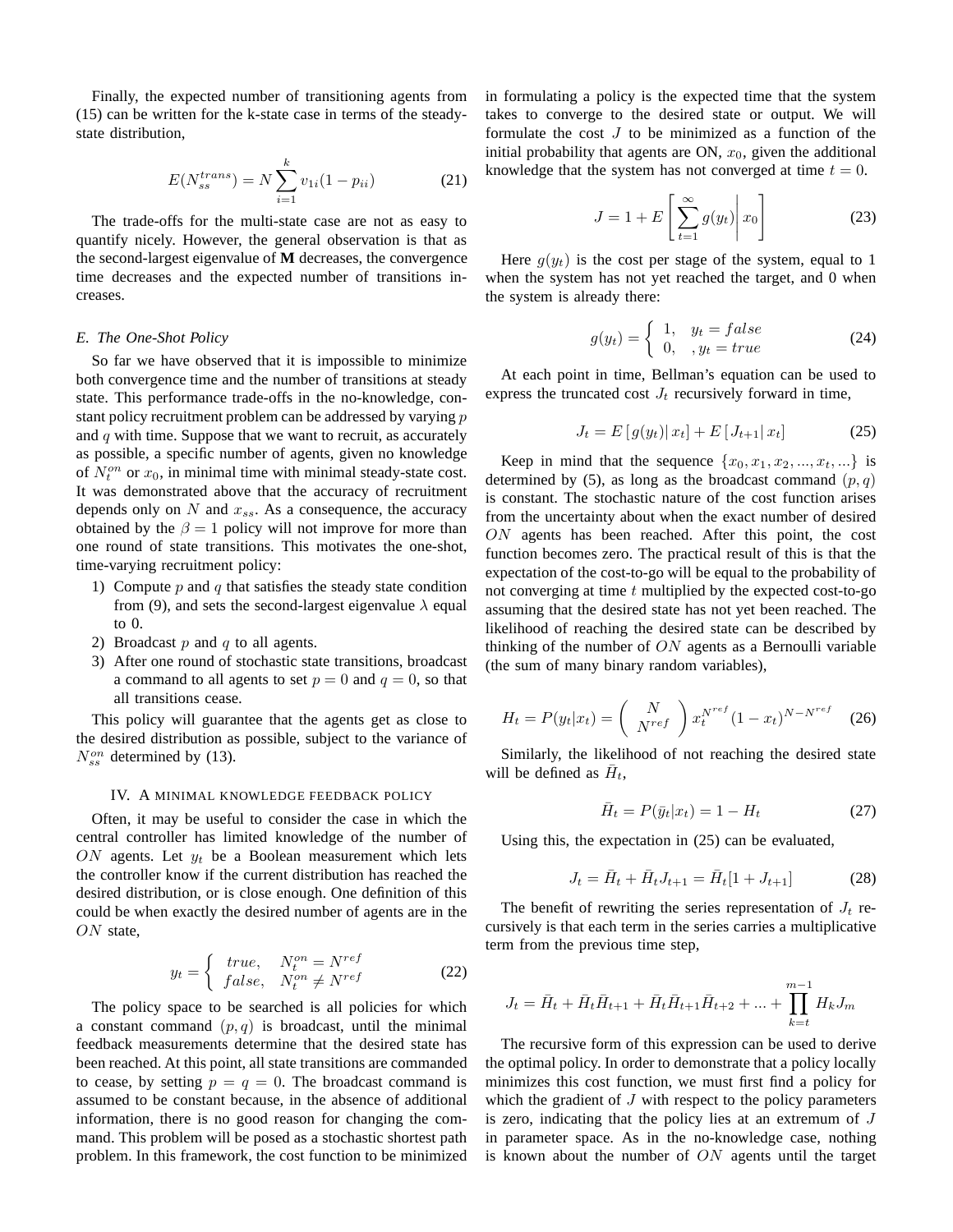Finally, the expected number of transitioning agents from (15) can be written for the k-state case in terms of the steady-state distribution,

$$E(N_{ss}^{trans}) = N \sum_{i=1}^{k} v_{1i}(1 - p_{ii}) \tag{21}$$

The trade-offs for the multi-state case are not as easy to quantify nicely. However, the general observation is that as the second-largest eigenvalue of **M** decreases, the convergence time decreases and the expected number of transitions increases.

### E. The One-Shot Policy

So far we have observed that it is impossible to minimize both convergence time and the number of transitions at steady state. This performance trade-offs in the no-knowledge, constant policy recruitment problem can be addressed by varying $p$ and $q$ with time. Suppose that we want to recruit, as accurately as possible, a specific number of agents, given no knowledge of $N_t^{on}$ or $x_0$, in minimal time with minimal steady-state cost. It was demonstrated above that the accuracy of recruitment depends only on $N$ and $x_{ss}$. As a consequence, the accuracy obtained by the $\beta = 1$ policy will not improve for more than one round of state transitions. This motivates the one-shot, time-varying recruitment policy:

1) Compute $p$ and $q$ that satisfies the steady state condition from (9), and sets the second-largest eigenvalue $\lambda$ equal to 0.
2) Broadcast $p$ and $q$ to all agents.
3) After one round of stochastic state transitions, broadcast a command to all agents to set $p = 0$ and $q = 0$, so that all transitions cease.

This policy will guarantee that the agents get as close to the desired distribution as possible, subject to the variance of $N_{ss}^{on}$ determined by (13).

## IV. A Minimal Knowledge Feedback Policy

Often, it may be useful to consider the case in which the central controller has limited knowledge of the number of $ON$ agents. Let $y_t$ be a Boolean measurement which lets the controller know if the current distribution has reached the desired distribution, or is close enough. One definition of this could be when exactly the desired number of agents are in the $ON$ state,

$$y_t = \begin{cases} true, & N_t^{on} = N^{ref} \\ false, & N_t^{on} \neq N^{ref} \end{cases} \tag{22}$$

The policy space to be searched is all policies for which a constant command $(p, q)$ is broadcast, until the minimal feedback measurements determine that the desired state has been reached. At this point, all state transitions are commanded to cease, by setting $p = q = 0$. The broadcast command is assumed to be constant because, in the absence of additional information, there is no good reason for changing the command. This problem will be posed as a stochastic shortest path problem. In this framework, the cost function to be minimized in formulating a policy is the expected time that the system takes to converge to the desired state or output. We will formulate the cost $J$ to be minimized as a function of the initial probability that agents are ON, $x_0$, given the additional knowledge that the system has not converged at time $t = 0$.

$$J = 1 + E\left[\sum_{t=1}^{\infty} g(y_t) \middle| x_0\right] \tag{23}$$

Here $g(y_t)$ is the cost per stage of the system, equal to 1 when the system has not yet reached the target, and 0 when the system is already there:

$$g(y_t) = \begin{cases} 1, & y_t = false \\ 0, & , y_t = true \end{cases} \tag{24}$$

At each point in time, Bellman's equation can be used to express the truncated cost $J_t$ recursively forward in time,

$$J_t = E\left[g(y_t)|\, x_t\right] + E\left[J_{t+1}|\, x_t\right] \tag{25}$$

Keep in mind that the sequence $\{x_0, x_1, x_2, ..., x_t, ...\}$ is determined by (5), as long as the broadcast command $(p, q)$ is constant. The stochastic nature of the cost function arises from the uncertainty about when the exact number of desired $ON$ agents has been reached. After this point, the cost function becomes zero. The practical result of this is that the expectation of the cost-to-go will be equal to the probability of not converging at time $t$ multiplied by the expected cost-to-go assuming that the desired state has not yet been reached. The likelihood of reaching the desired state can be described by thinking of the number of $ON$ agents as a Bernoulli variable (the sum of many binary random variables),

$$H_t = P(y_t|x_t) = \binom{N}{N^{ref}} x_t^{N^{ref}} (1 - x_t)^{N - N^{ref}} \tag{26}$$

Similarly, the likelihood of not reaching the desired state will be defined as $\bar{H}_t$,

$$\bar{H}_t = P(\bar{y}_t|x_t) = 1 - H_t \tag{27}$$

Using this, the expectation in (25) can be evaluated,

$$J_t = \bar{H}_t + \bar{H}_t J_{t+1} = \bar{H}_t[1 + J_{t+1}] \tag{28}$$

The benefit of rewriting the series representation of $J_t$ recursively is that each term in the series carries a multiplicative term from the previous time step,

$$J_t = \bar{H}_t + \bar{H}_t\bar{H}_{t+1} + \bar{H}_t\bar{H}_{t+1}\bar{H}_{t+2} + ... + \prod_{k=t}^{m-1} H_k J_m$$

The recursive form of this expression can be used to derive the optimal policy. In order to demonstrate that a policy locally minimizes this cost function, we must first find a policy for which the gradient of $J$ with respect to the policy parameters is zero, indicating that the policy lies at an extremum of $J$ in parameter space. As in the no-knowledge case, nothing is known about the number of $ON$ agents until the target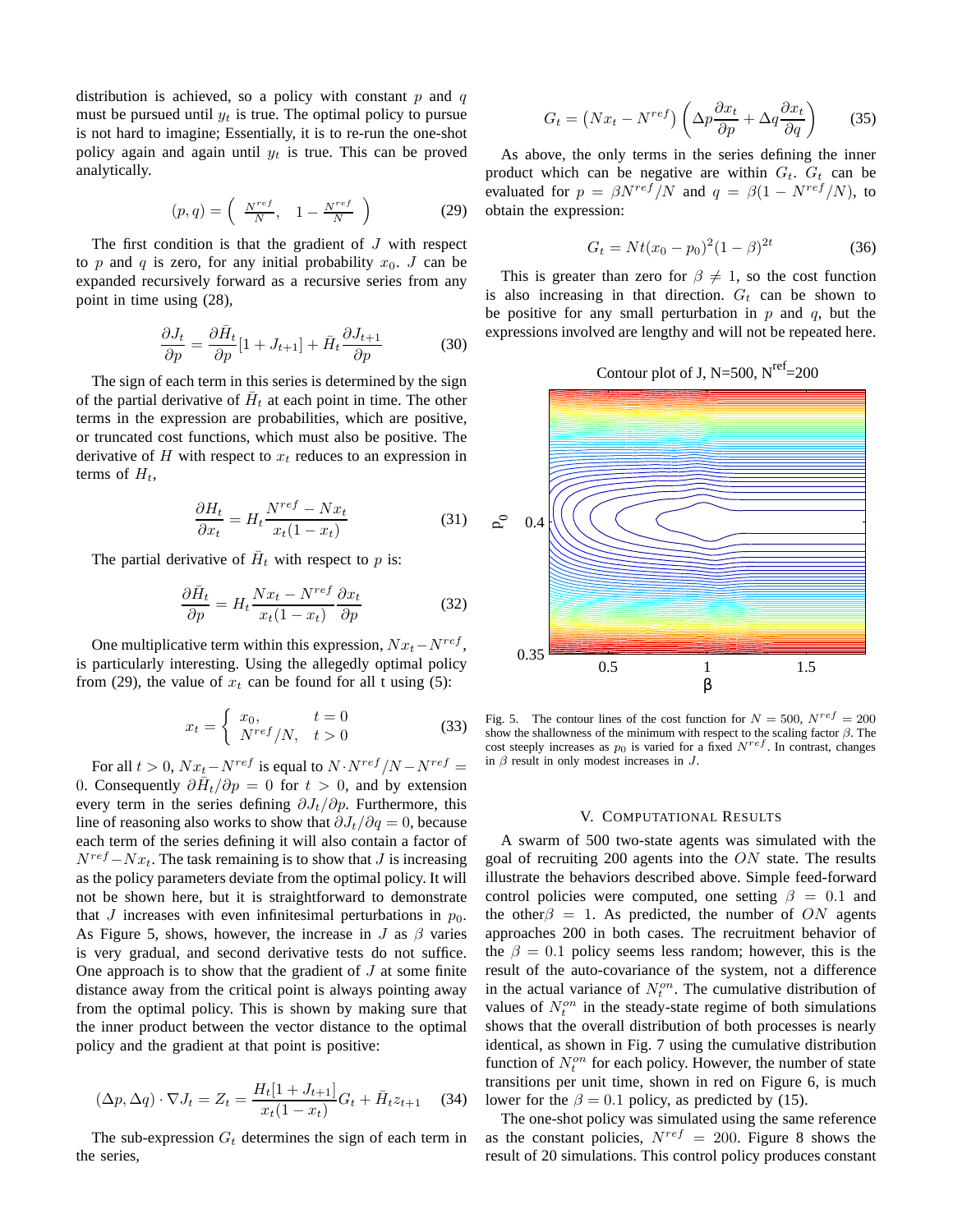distribution is achieved, so a policy with constant $p$ and $q$ must be pursued until $y_t$ is true. The optimal policy to pursue is not hard to imagine; Essentially, it is to re-run the one-shot policy again and again until $y_t$ is true. This can be proved analytically.

$$(p, q) = \left( \frac{N^{ref}}{N}, \quad 1 - \frac{N^{ref}}{N} \right) \tag{29}$$

The first condition is that the gradient of $J$ with respect to $p$ and $q$ is zero, for any initial probability $x_0$. $J$ can be expanded recursively forward as a recursive series from any point in time using (28),

$$\frac{\partial J_t}{\partial p} = \frac{\partial \bar{H}_t}{\partial p}[1 + J_{t+1}] + \bar{H}_t \frac{\partial J_{t+1}}{\partial p} \tag{30}$$

The sign of each term in this series is determined by the sign of the partial derivative of $\bar{H}_t$ at each point in time. The other terms in the expression are probabilities, which are positive, or truncated cost functions, which must also be positive. The derivative of $H$ with respect to $x_t$ reduces to an expression in terms of $H_t$,

$$\frac{\partial H_t}{\partial x_t} = H_t \frac{N^{ref} - N x_t}{x_t(1 - x_t)} \tag{31}$$

The partial derivative of $\bar{H}_t$ with respect to $p$ is:

$$\frac{\partial \bar{H}_t}{\partial p} = H_t \frac{N x_t - N^{ref}}{x_t(1 - x_t)} \frac{\partial x_t}{\partial p} \tag{32}$$

One multiplicative term within this expression, $Nx_t - N^{ref}$, is particularly interesting. Using the allegedly optimal policy from (29), the value of $x_t$ can be found for all t using (5):

$$x_t = \begin{cases} x_0, & t = 0 \\ N^{ref}/N, & t > 0 \end{cases} \tag{33}$$

For all $t > 0$, $Nx_t - N^{ref}$ is equal to $N \cdot N^{ref}/N - N^{ref} = 0$. Consequently $\partial \bar{H}_t / \partial p = 0$ for $t > 0$, and by extension every term in the series defining $\partial J_t / \partial p$. Furthermore, this line of reasoning also works to show that $\partial J_t / \partial q = 0$, because each term of the series defining it will also contain a factor of $N^{ref} - N x_t$. The task remaining is to show that $J$ is increasing as the policy parameters deviate from the optimal policy. It will not be shown here, but it is straightforward to demonstrate that $J$ increases with even infinitesimal perturbations in $p_0$. As Figure 5, shows, however, the increase in $J$ as $\beta$ varies is very gradual, and second derivative tests do not suffice. One approach is to show that the gradient of $J$ at some finite distance away from the critical point is always pointing away from the optimal policy. This is shown by making sure that the inner product between the vector distance to the optimal policy and the gradient at that point is positive:

$$(\Delta p, \Delta q) \cdot \nabla J_t = Z_t = \frac{H_t[1 + J_{t+1}]}{x_t(1 - x_t)} G_t + \bar{H}_t z_{t+1} \tag{34}$$

The sub-expression $G_t$ determines the sign of each term in the series,

$$G_t = \left(N x_t - N^{ref}\right) \left( \Delta p \frac{\partial x_t}{\partial p} + \Delta q \frac{\partial x_t}{\partial q} \right) \tag{35}$$

As above, the only terms in the series defining the inner product which can be negative are within $G_t$. $G_t$ can be evaluated for $p = \beta N^{ref}/N$ and $q = \beta(1 - N^{ref}/N)$, to obtain the expression:

$$G_t = N t (x_0 - p_0)^2 (1 - \beta)^{2t} \tag{36}$$

This is greater than zero for $\beta \neq 1$, so the cost function is also increasing in that direction. $G_t$ can be shown to be positive for any small perturbation in $p$ and $q$, but the expressions involved are lengthy and will not be repeated here.

Fig. 5. The contour lines of the cost function for $N = 500$, $N^{ref} = 200$ show the shallowness of the minimum with respect to the scaling factor $\beta$. The cost steeply increases as $p_0$ is varied for a fixed $N^{ref}$. In contrast, changes in $\beta$ result in only modest increases in $J$.

## V. Computational Results

A swarm of 500 two-state agents was simulated with the goal of recruiting 200 agents into the $ON$ state. The results illustrate the behaviors described above. Simple feed-forward control policies were computed, one setting $\beta = 0.1$ and the other $\beta = 1$. As predicted, the number of $ON$ agents approaches 200 in both cases. The recruitment behavior of the $\beta = 0.1$ policy seems less random; however, this is the result of the auto-covariance of the system, not a difference in the actual variance of $N_t^{on}$. The cumulative distribution of values of $N_t^{on}$ in the steady-state regime of both simulations shows that the overall distribution of both processes is nearly identical, as shown in Fig. 7 using the cumulative distribution function of $N_t^{on}$ for each policy. However, the number of state transitions per unit time, shown in red on Figure 6, is much lower for the $\beta = 0.1$ policy, as predicted by (15).

The one-shot policy was simulated using the same reference as the constant policies, $N^{ref} = 200$. Figure 8 shows the result of 20 simulations. This control policy produces constant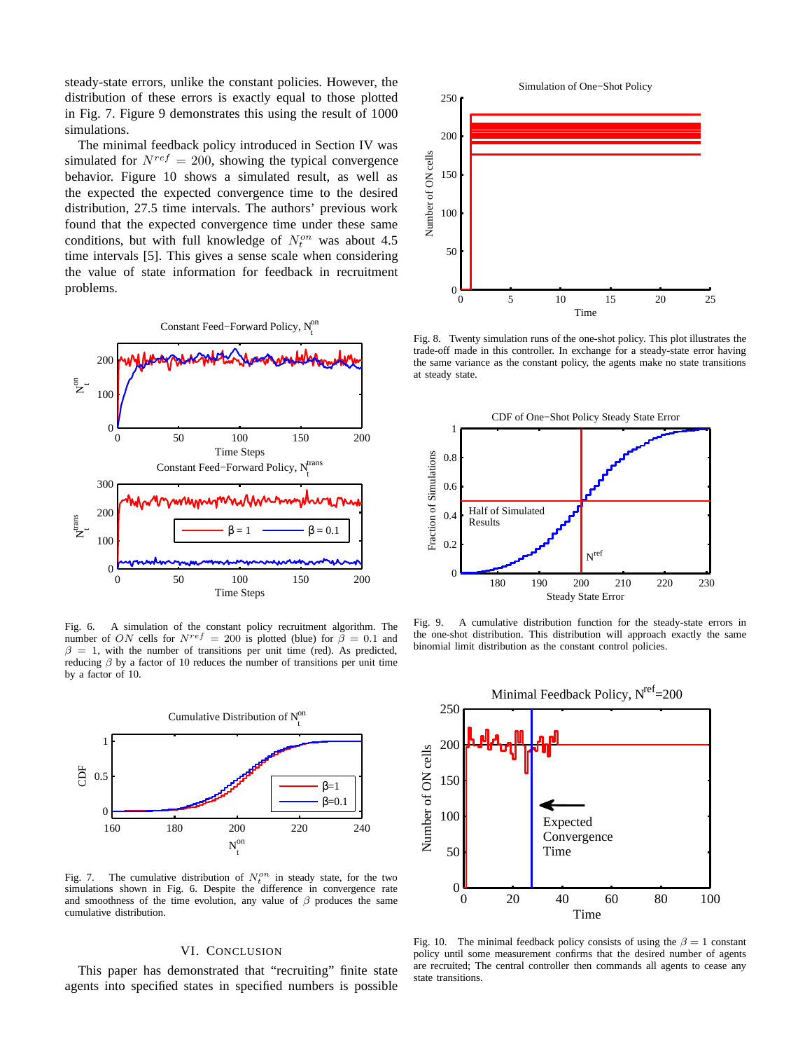steady-state errors, unlike the constant policies. However, the distribution of these errors is exactly equal to those plotted in Fig. 7. Figure 9 demonstrates this using the result of 1000 simulations.

The minimal feedback policy introduced in Section IV was simulated for $N^{ref} = 200$, showing the typical convergence behavior. Figure 10 shows a simulated result, as well as the expected the expected convergence time to the desired distribution, 27.5 time intervals. The authors' previous work found that the expected convergence time under these same conditions, but with full knowledge of $N_t^{on}$ was about 4.5 time intervals [5]. This gives a sense scale when considering the value of state information for feedback in recruitment problems.

Fig. 6. A simulation of the constant policy recruitment algorithm. The number of $ON$ cells for $N^{ref} = 200$ is plotted (blue) for $\beta = 0.1$ and $\beta = 1$, with the number of transitions per unit time (red). As predicted, reducing $\beta$ by a factor of 10 reduces the number of transitions per unit time by a factor of 10.

Fig. 7. The cumulative distribution of $N_t^{on}$ in steady state, for the two simulations shown in Fig. 6. Despite the difference in convergence rate and smoothness of the time evolution, any value of $\beta$ produces the same cumulative distribution.

Fig. 8. Twenty simulation runs of the one-shot policy. This plot illustrates the trade-off made in this controller. In exchange for a steady-state error having the same variance as the constant policy, the agents make no state transitions at steady state.

Fig. 9. A cumulative distribution function for the steady-state errors in the one-shot distribution. This distribution will approach exactly the same binomial limit distribution as the constant control policies.

Fig. 10. The minimal feedback policy consists of using the $\beta = 1$ constant policy until some measurement confirms that the desired number of agents are recruited; The central controller then commands all agents to cease any state transitions.

## VI. Conclusion

This paper has demonstrated that "recruiting" finite state agents into specified states in specified numbers is possible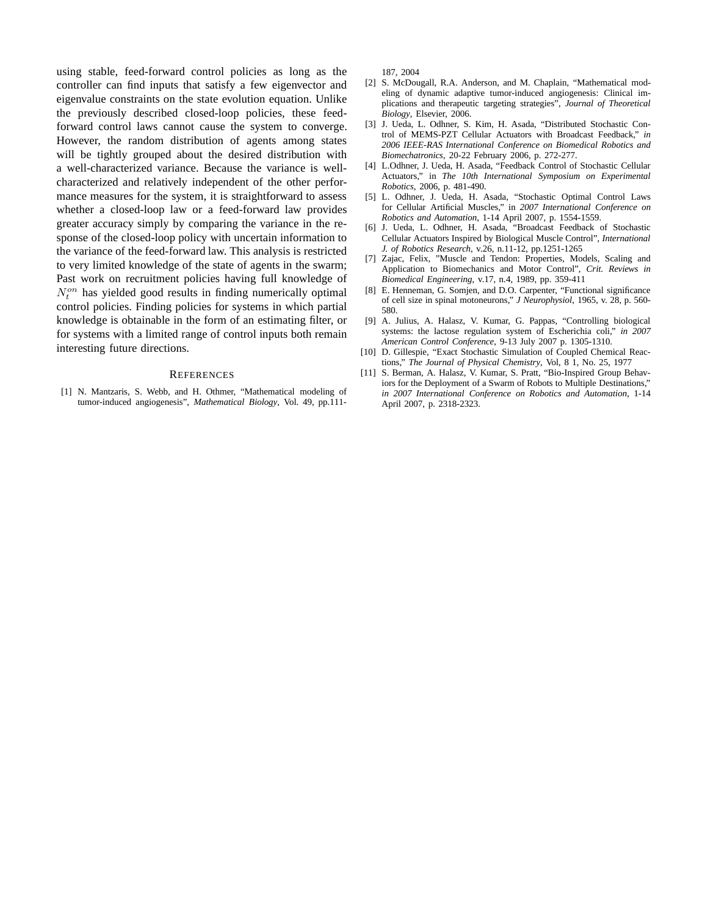using stable, feed-forward control policies as long as the controller can find inputs that satisfy a few eigenvector and eigenvalue constraints on the state evolution equation. Unlike the previously described closed-loop policies, these feed-forward control laws cannot cause the system to converge. However, the random distribution of agents among states will be tightly grouped about the desired distribution with a well-characterized variance. Because the variance is well-characterized and relatively independent of the other performance measures for the system, it is straightforward to assess whether a closed-loop law or a feed-forward law provides greater accuracy simply by comparing the variance in the response of the closed-loop policy with uncertain information to the variance of the feed-forward law. This analysis is restricted to very limited knowledge of the state of agents in the swarm; Past work on recruitment policies having full knowledge of $N_t^{on}$ has yielded good results in finding numerically optimal control policies. Finding policies for systems in which partial knowledge is obtainable in the form of an estimating filter, or for systems with a limited range of control inputs both remain interesting future directions.

## REFERENCES

[1] N. Mantzaris, S. Webb, and H. Othmer, "Mathematical modeling of tumor-induced angiogenesis", *Mathematical Biology*, Vol. 49, pp.111-187, 2004

[2] S. McDougall, R.A. Anderson, and M. Chaplain, "Mathematical modeling of dynamic adaptive tumor-induced angiogenesis: Clinical implications and therapeutic targeting strategies", *Journal of Theoretical Biology*, Elsevier, 2006.

[3] J. Ueda, L. Odhner, S. Kim, H. Asada, "Distributed Stochastic Control of MEMS-PZT Cellular Actuators with Broadcast Feedback," *in 2006 IEEE-RAS International Conference on Biomedical Robotics and Biomechatronics*, 20-22 February 2006, p. 272-277.

[4] L.Odhner, J. Ueda, H. Asada, "Feedback Control of Stochastic Cellular Actuators," in *The 10th International Symposium on Experimental Robotics*, 2006, p. 481-490.

[5] L. Odhner, J. Ueda, H. Asada, "Stochastic Optimal Control Laws for Cellular Artificial Muscles," in *2007 International Conference on Robotics and Automation*, 1-14 April 2007, p. 1554-1559.

[6] J. Ueda, L. Odhner, H. Asada, "Broadcast Feedback of Stochastic Cellular Actuators Inspired by Biological Muscle Control", *International J. of Robotics Research*, v.26, n.11-12, pp.1251-1265

[7] Zajac, Felix, "Muscle and Tendon: Properties, Models, Scaling and Application to Biomechanics and Motor Control", *Crit. Reviews in Biomedical Engineering*, v.17, n.4, 1989, pp. 359-411

[8] E. Henneman, G. Somjen, and D.O. Carpenter, "Functional significance of cell size in spinal motoneurons," *J Neurophysiol*, 1965, v. 28, p. 560-580.

[9] A. Julius, A. Halasz, V. Kumar, G. Pappas, "Controlling biological systems: the lactose regulation system of Escherichia coli," *in 2007 American Control Conference*, 9-13 July 2007 p. 1305-1310.

[10] D. Gillespie, "Exact Stochastic Simulation of Coupled Chemical Reactions," *The Journal of Physical Chemistry*, Vol, 8 1, No. 25, 1977

[11] S. Berman, A. Halasz, V. Kumar, S. Pratt, "Bio-Inspired Group Behaviors for the Deployment of a Swarm of Robots to Multiple Destinations," *in 2007 International Conference on Robotics and Automation*, 1-14 April 2007, p. 2318-2323.